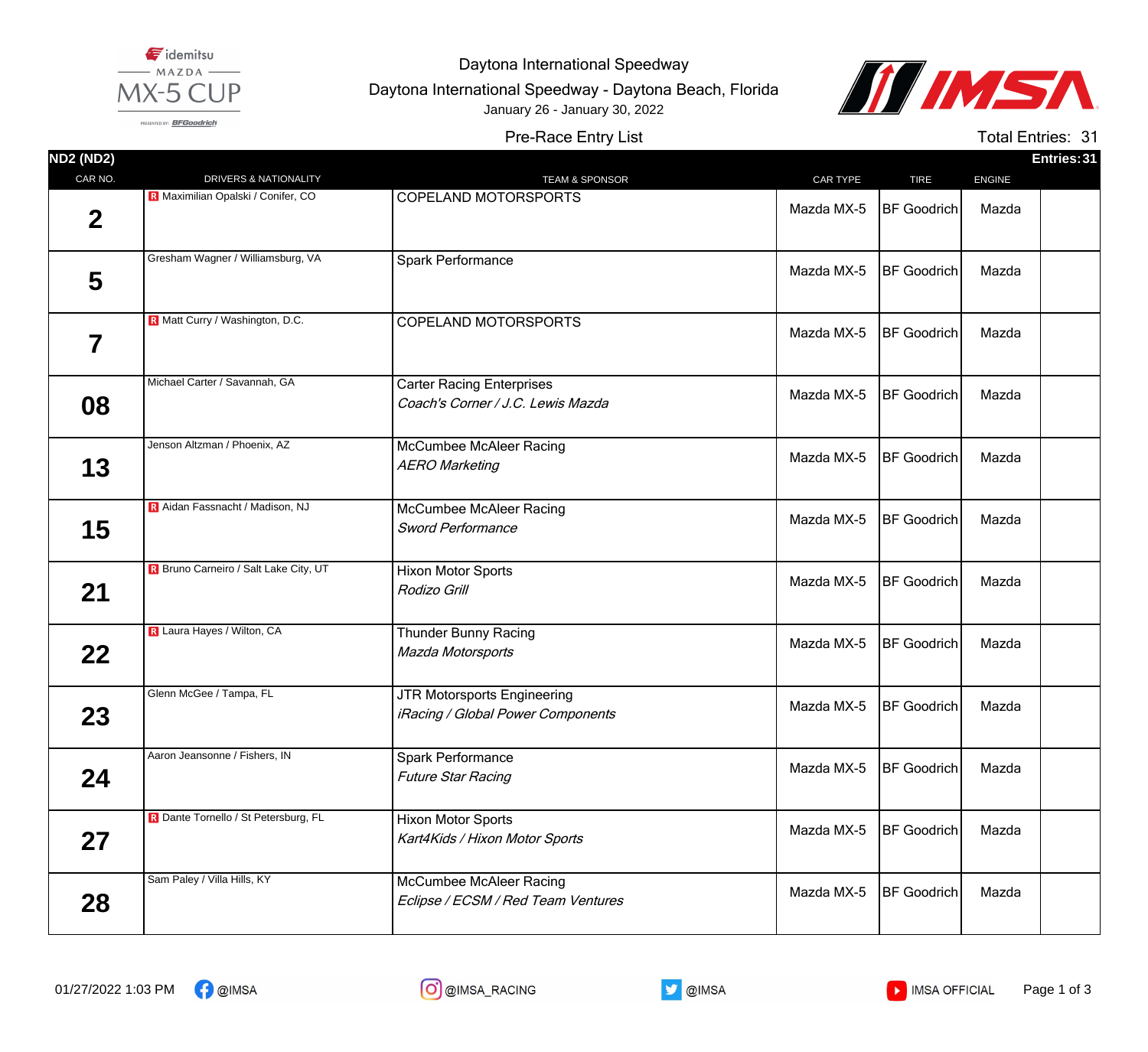Idemitsu Mazda MX-5 Cup presented by BFGoodrich

Daytona International Speedway

Daytona International Speedway - Daytona Beach, Florida

January 26 - January 30, 2022

IMSA

## Pre-Race Entry List

Total Entries: 31

**ND2 (ND2)** — **Entries: 31**

| CAR NO. | DRIVERS & NATIONALITY | TEAM & SPONSOR | CAR TYPE | TIRE | ENGINE |
|---|---|---|---|---|---|
| 2 | R Maximilian Opalski / Conifer, CO | COPELAND MOTORSPORTS | Mazda MX-5 | BF Goodrich | Mazda |
| 5 | Gresham Wagner / Williamsburg, VA | Spark Performance | Mazda MX-5 | BF Goodrich | Mazda |
| 7 | R Matt Curry / Washington, D.C. | COPELAND MOTORSPORTS | Mazda MX-5 | BF Goodrich | Mazda |
| 08 | Michael Carter / Savannah, GA | Carter Racing Enterprises *Coach's Corner / J.C. Lewis Mazda* | Mazda MX-5 | BF Goodrich | Mazda |
| 13 | Jenson Altzman / Phoenix, AZ | McCumbee McAleer Racing *AERO Marketing* | Mazda MX-5 | BF Goodrich | Mazda |
| 15 | R Aidan Fassnacht / Madison, NJ | McCumbee McAleer Racing *Sword Performance* | Mazda MX-5 | BF Goodrich | Mazda |
| 21 | R Bruno Carneiro / Salt Lake City, UT | Hixon Motor Sports *Rodizo Grill* | Mazda MX-5 | BF Goodrich | Mazda |
| 22 | R Laura Hayes / Wilton, CA | Thunder Bunny Racing *Mazda Motorsports* | Mazda MX-5 | BF Goodrich | Mazda |
| 23 | Glenn McGee / Tampa, FL | JTR Motorsports Engineering *iRacing / Global Power Components* | Mazda MX-5 | BF Goodrich | Mazda |
| 24 | Aaron Jeansonne / Fishers, IN | Spark Performance *Future Star Racing* | Mazda MX-5 | BF Goodrich | Mazda |
| 27 | R Dante Tornello / St Petersburg, FL | Hixon Motor Sports *Kart4Kids / Hixon Motor Sports* | Mazda MX-5 | BF Goodrich | Mazda |
| 28 | Sam Paley / Villa Hills, KY | McCumbee McAleer Racing *Eclipse / ECSM / Red Team Ventures* | Mazda MX-5 | BF Goodrich | Mazda |

01/27/2022 1:03 PM — @IMSA — @IMSA_RACING — @IMSA — IMSA OFFICIAL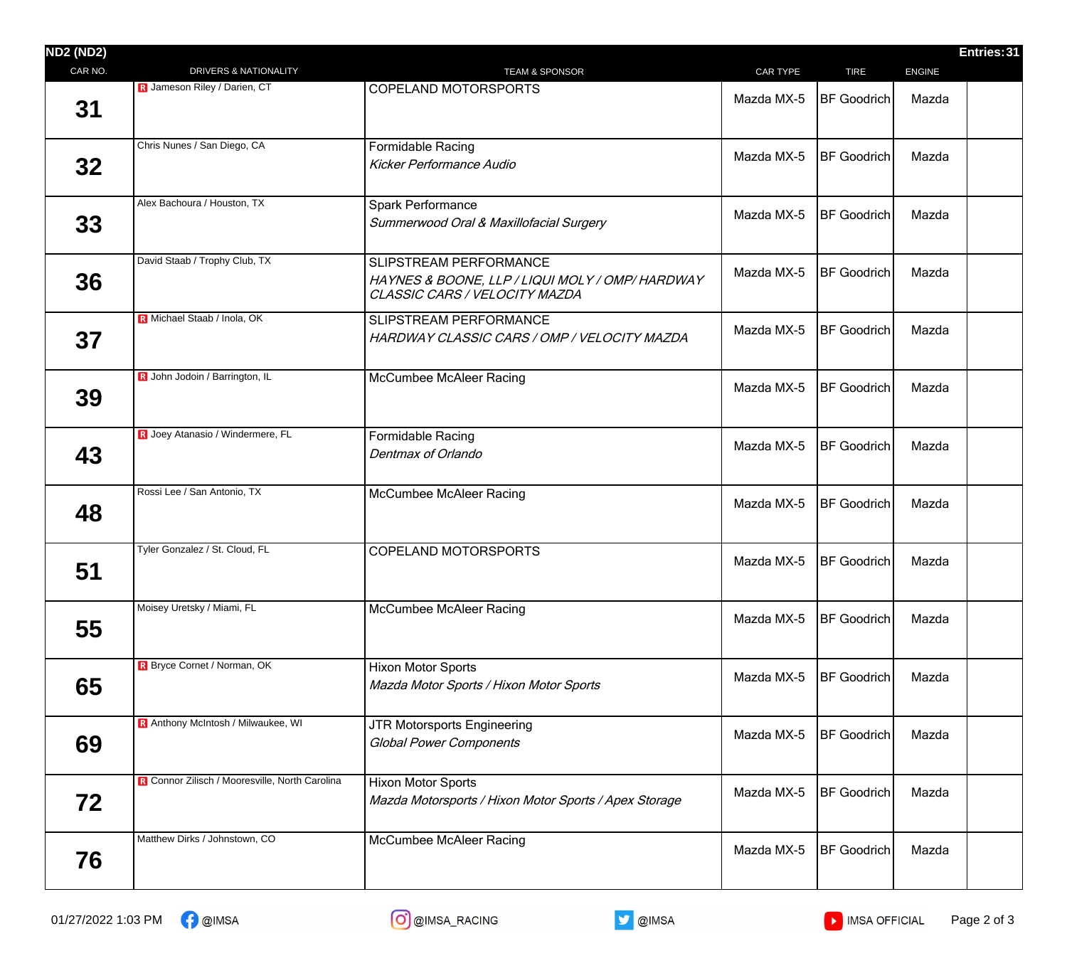**ND2 (ND2)** **Entries: 31**

| CAR NO. | DRIVERS & NATIONALITY | TEAM & SPONSOR | CAR TYPE | TIRE | ENGINE | |
|---|---|---|---|---|---|---|
| 31 | R Jameson Riley / Darien, CT | COPELAND MOTORSPORTS | Mazda MX-5 | BF Goodrich | Mazda | |
| 32 | Chris Nunes / San Diego, CA | Formidable Racing<br>*Kicker Performance Audio* | Mazda MX-5 | BF Goodrich | Mazda | |
| 33 | Alex Bachoura / Houston, TX | Spark Performance<br>*Summerwood Oral & Maxillofacial Surgery* | Mazda MX-5 | BF Goodrich | Mazda | |
| 36 | David Staab / Trophy Club, TX | SLIPSTREAM PERFORMANCE<br>*HAYNES & BOONE, LLP / LIQUI MOLY / OMP/ HARDWAY CLASSIC CARS / VELOCITY MAZDA* | Mazda MX-5 | BF Goodrich | Mazda | |
| 37 | R Michael Staab / Inola, OK | SLIPSTREAM PERFORMANCE<br>*HARDWAY CLASSIC CARS / OMP / VELOCITY MAZDA* | Mazda MX-5 | BF Goodrich | Mazda | |
| 39 | R John Jodoin / Barrington, IL | McCumbee McAleer Racing | Mazda MX-5 | BF Goodrich | Mazda | |
| 43 | R Joey Atanasio / Windermere, FL | Formidable Racing<br>*Dentmax of Orlando* | Mazda MX-5 | BF Goodrich | Mazda | |
| 48 | Rossi Lee / San Antonio, TX | McCumbee McAleer Racing | Mazda MX-5 | BF Goodrich | Mazda | |
| 51 | Tyler Gonzalez / St. Cloud, FL | COPELAND MOTORSPORTS | Mazda MX-5 | BF Goodrich | Mazda | |
| 55 | Moisey Uretsky / Miami, FL | McCumbee McAleer Racing | Mazda MX-5 | BF Goodrich | Mazda | |
| 65 | R Bryce Cornet / Norman, OK | Hixon Motor Sports<br>*Mazda Motor Sports / Hixon Motor Sports* | Mazda MX-5 | BF Goodrich | Mazda | |
| 69 | R Anthony McIntosh / Milwaukee, WI | JTR Motorsports Engineering<br>*Global Power Components* | Mazda MX-5 | BF Goodrich | Mazda | |
| 72 | R Connor Zilisch / Mooresville, North Carolina | Hixon Motor Sports<br>*Mazda Motorsports / Hixon Motor Sports / Apex Storage* | Mazda MX-5 | BF Goodrich | Mazda | |
| 76 | Matthew Dirks / Johnstown, CO | McCumbee McAleer Racing | Mazda MX-5 | BF Goodrich | Mazda | |

01/27/2022 1:03 PM @IMSA @IMSA_RACING @IMSA IMSA OFFICIAL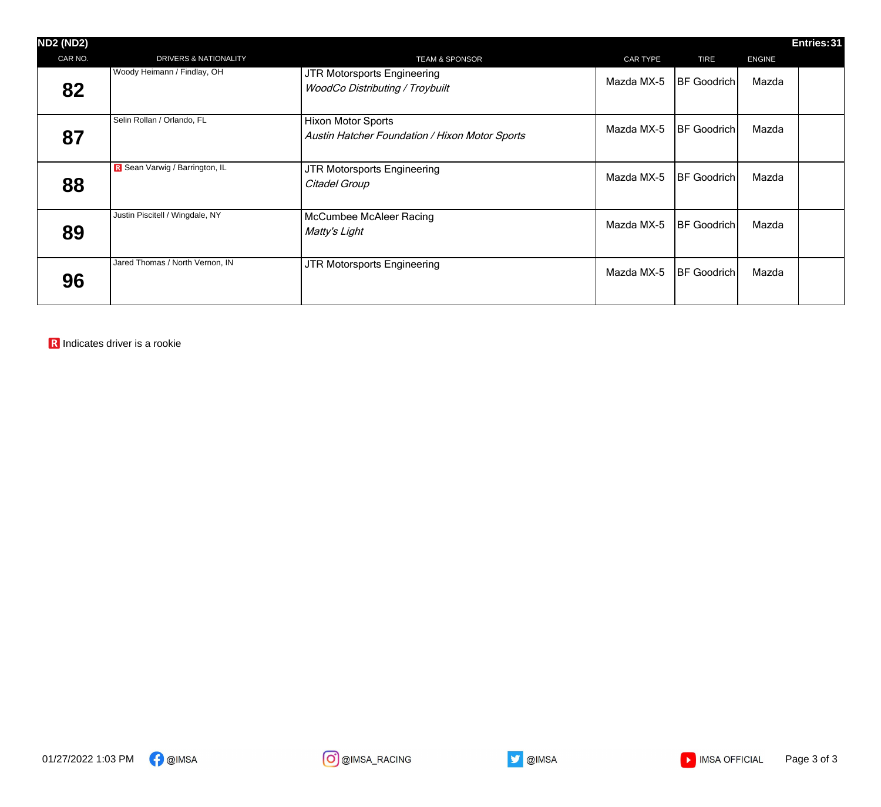| ND2 (ND2) | | | | | | Entries: 31 |
|---|---|---|---|---|---|---|
| CAR NO. | DRIVERS & NATIONALITY | TEAM & SPONSOR | CAR TYPE | TIRE | ENGINE | |
| **82** | Woody Heimann / Findlay, OH | JTR Motorsports Engineering<br>*WoodCo Distributing / Troybuilt* | Mazda MX-5 | BF Goodrich | Mazda | |
| **87** | Selin Rollan / Orlando, FL | Hixon Motor Sports<br>*Austin Hatcher Foundation / Hixon Motor Sports* | Mazda MX-5 | BF Goodrich | Mazda | |
| **88** | R Sean Varwig / Barrington, IL | JTR Motorsports Engineering<br>*Citadel Group* | Mazda MX-5 | BF Goodrich | Mazda | |
| **89** | Justin Piscitell / Wingdale, NY | McCumbee McAleer Racing<br>*Matty's Light* | Mazda MX-5 | BF Goodrich | Mazda | |
| **96** | Jared Thomas / North Vernon, IN | JTR Motorsports Engineering | Mazda MX-5 | BF Goodrich | Mazda | |

R Indicates driver is a rookie

01/27/2022 1:03 PM @IMSA @IMSA_RACING @IMSA IMSA OFFICIAL